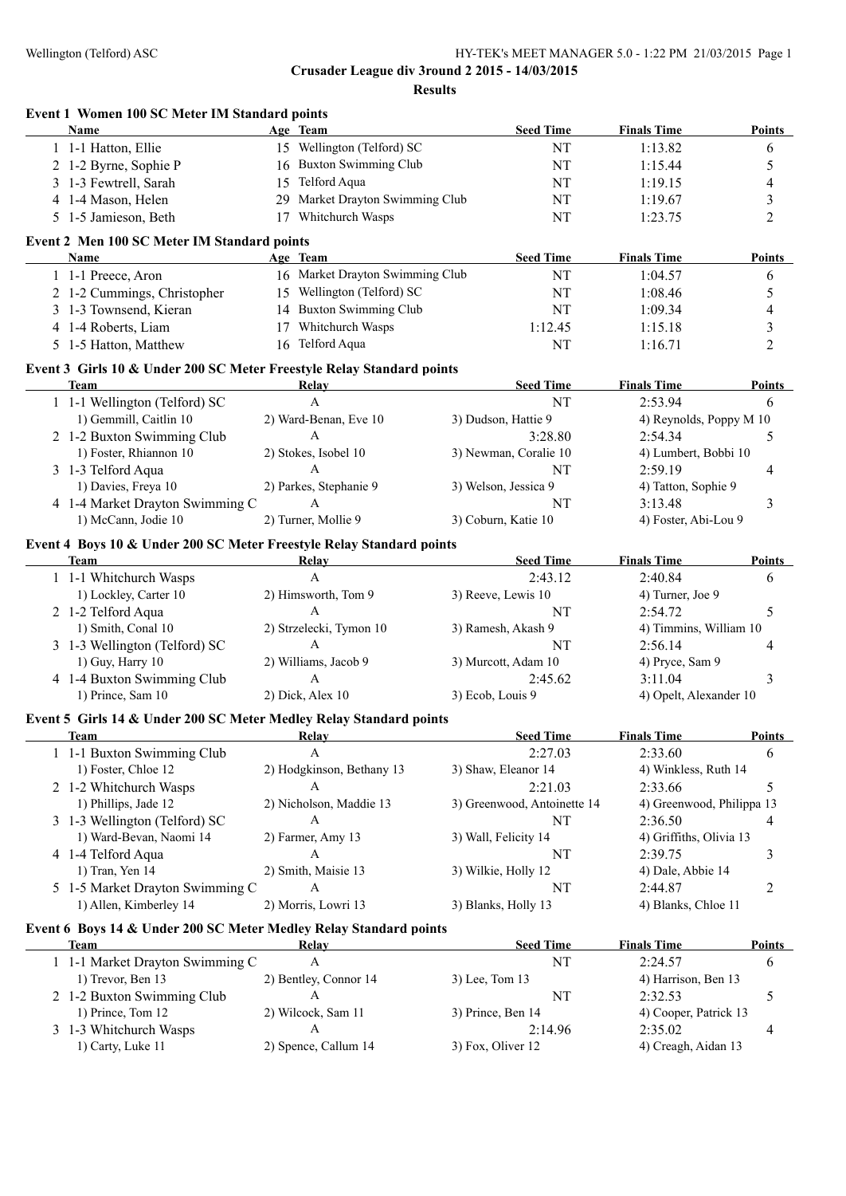**Crusader League div 3round 2 2015 - 14/03/2015**

**Results**

### Event 1 Women 100 SC Meter IM Standard points

| | Name | Age | Team | Seed Time | Finals Time | Points |
|---|---|---|---|---|---|---|
| 1 | 1-1 Hatton, Ellie | 15 | Wellington (Telford) SC | NT | 1:13.82 | 6 |
| 2 | 1-2 Byrne, Sophie P | 16 | Buxton Swimming Club | NT | 1:15.44 | 5 |
| 3 | 1-3 Fewtrell, Sarah | 15 | Telford Aqua | NT | 1:19.15 | 4 |
| 4 | 1-4 Mason, Helen | 29 | Market Drayton Swimming Club | NT | 1:19.67 | 3 |
| 5 | 1-5 Jamieson, Beth | 17 | Whitchurch Wasps | NT | 1:23.75 | 2 |

### Event 2 Men 100 SC Meter IM Standard points

| | Name | Age | Team | Seed Time | Finals Time | Points |
|---|---|---|---|---|---|---|
| 1 | 1-1 Preece, Aron | 16 | Market Drayton Swimming Club | NT | 1:04.57 | 6 |
| 2 | 1-2 Cummings, Christopher | 15 | Wellington (Telford) SC | NT | 1:08.46 | 5 |
| 3 | 1-3 Townsend, Kieran | 14 | Buxton Swimming Club | NT | 1:09.34 | 4 |
| 4 | 1-4 Roberts, Liam | 17 | Whitchurch Wasps | 1:12.45 | 1:15.18 | 3 |
| 5 | 1-5 Hatton, Matthew | 16 | Telford Aqua | NT | 1:16.71 | 2 |

### Event 3 Girls 10 & Under 200 SC Meter Freestyle Relay Standard points

| | Team | Relay | Seed Time | Finals Time | Points |
|---|---|---|---|---|---|
| 1 | 1-1 Wellington (Telford) SC | A | NT | 2:53.94 | 6 |
| | 1) Gemmill, Caitlin 10 | 2) Ward-Benan, Eve 10 | 3) Dudson, Hattie 9 | 4) Reynolds, Poppy M 10 | |
| 2 | 1-2 Buxton Swimming Club | A | 3:28.80 | 2:54.34 | 5 |
| | 1) Foster, Rhiannon 10 | 2) Stokes, Isobel 10 | 3) Newman, Coralie 10 | 4) Lumbert, Bobbi 10 | |
| 3 | 1-3 Telford Aqua | A | NT | 2:59.19 | 4 |
| | 1) Davies, Freya 10 | 2) Parkes, Stephanie 9 | 3) Welson, Jessica 9 | 4) Tatton, Sophie 9 | |
| 4 | 1-4 Market Drayton Swimming C | A | NT | 3:13.48 | 3 |
| | 1) McCann, Jodie 10 | 2) Turner, Mollie 9 | 3) Coburn, Katie 10 | 4) Foster, Abi-Lou 9 | |

### Event 4 Boys 10 & Under 200 SC Meter Freestyle Relay Standard points

| | Team | Relay | Seed Time | Finals Time | Points |
|---|---|---|---|---|---|
| 1 | 1-1 Whitchurch Wasps | A | 2:43.12 | 2:40.84 | 6 |
| | 1) Lockley, Carter 10 | 2) Himsworth, Tom 9 | 3) Reeve, Lewis 10 | 4) Turner, Joe 9 | |
| 2 | 1-2 Telford Aqua | A | NT | 2:54.72 | 5 |
| | 1) Smith, Conal 10 | 2) Strzelecki, Tymon 10 | 3) Ramesh, Akash 9 | 4) Timmins, William 10 | |
| 3 | 1-3 Wellington (Telford) SC | A | NT | 2:56.14 | 4 |
| | 1) Guy, Harry 10 | 2) Williams, Jacob 9 | 3) Murcott, Adam 10 | 4) Pryce, Sam 9 | |
| 4 | 1-4 Buxton Swimming Club | A | 2:45.62 | 3:11.04 | 3 |
| | 1) Prince, Sam 10 | 2) Dick, Alex 10 | 3) Ecob, Louis 9 | 4) Opelt, Alexander 10 | |

### Event 5 Girls 14 & Under 200 SC Meter Medley Relay Standard points

| | Team | Relay | Seed Time | Finals Time | Points |
|---|---|---|---|---|---|
| 1 | 1-1 Buxton Swimming Club | A | 2:27.03 | 2:33.60 | 6 |
| | 1) Foster, Chloe 12 | 2) Hodgkinson, Bethany 13 | 3) Shaw, Eleanor 14 | 4) Winkless, Ruth 14 | |
| 2 | 1-2 Whitchurch Wasps | A | 2:21.03 | 2:33.66 | 5 |
| | 1) Phillips, Jade 12 | 2) Nicholson, Maddie 13 | 3) Greenwood, Antoinette 14 | 4) Greenwood, Philippa 13 | |
| 3 | 1-3 Wellington (Telford) SC | A | NT | 2:36.50 | 4 |
| | 1) Ward-Bevan, Naomi 14 | 2) Farmer, Amy 13 | 3) Wall, Felicity 14 | 4) Griffiths, Olivia 13 | |
| 4 | 1-4 Telford Aqua | A | NT | 2:39.75 | 3 |
| | 1) Tran, Yen 14 | 2) Smith, Maisie 13 | 3) Wilkie, Holly 12 | 4) Dale, Abbie 14 | |
| 5 | 1-5 Market Drayton Swimming C | A | NT | 2:44.87 | 2 |
| | 1) Allen, Kimberley 14 | 2) Morris, Lowri 13 | 3) Blanks, Holly 13 | 4) Blanks, Chloe 11 | |

### Event 6 Boys 14 & Under 200 SC Meter Medley Relay Standard points

| | Team | Relay | Seed Time | Finals Time | Points |
|---|---|---|---|---|---|
| 1 | 1-1 Market Drayton Swimming C | A | NT | 2:24.57 | 6 |
| | 1) Trevor, Ben 13 | 2) Bentley, Connor 14 | 3) Lee, Tom 13 | 4) Harrison, Ben 13 | |
| 2 | 1-2 Buxton Swimming Club | A | NT | 2:32.53 | 5 |
| | 1) Prince, Tom 12 | 2) Wilcock, Sam 11 | 3) Prince, Ben 14 | 4) Cooper, Patrick 13 | |
| 3 | 1-3 Whitchurch Wasps | A | 2:14.96 | 2:35.02 | 4 |
| | 1) Carty, Luke 11 | 2) Spence, Callum 14 | 3) Fox, Oliver 12 | 4) Creagh, Aidan 13 | |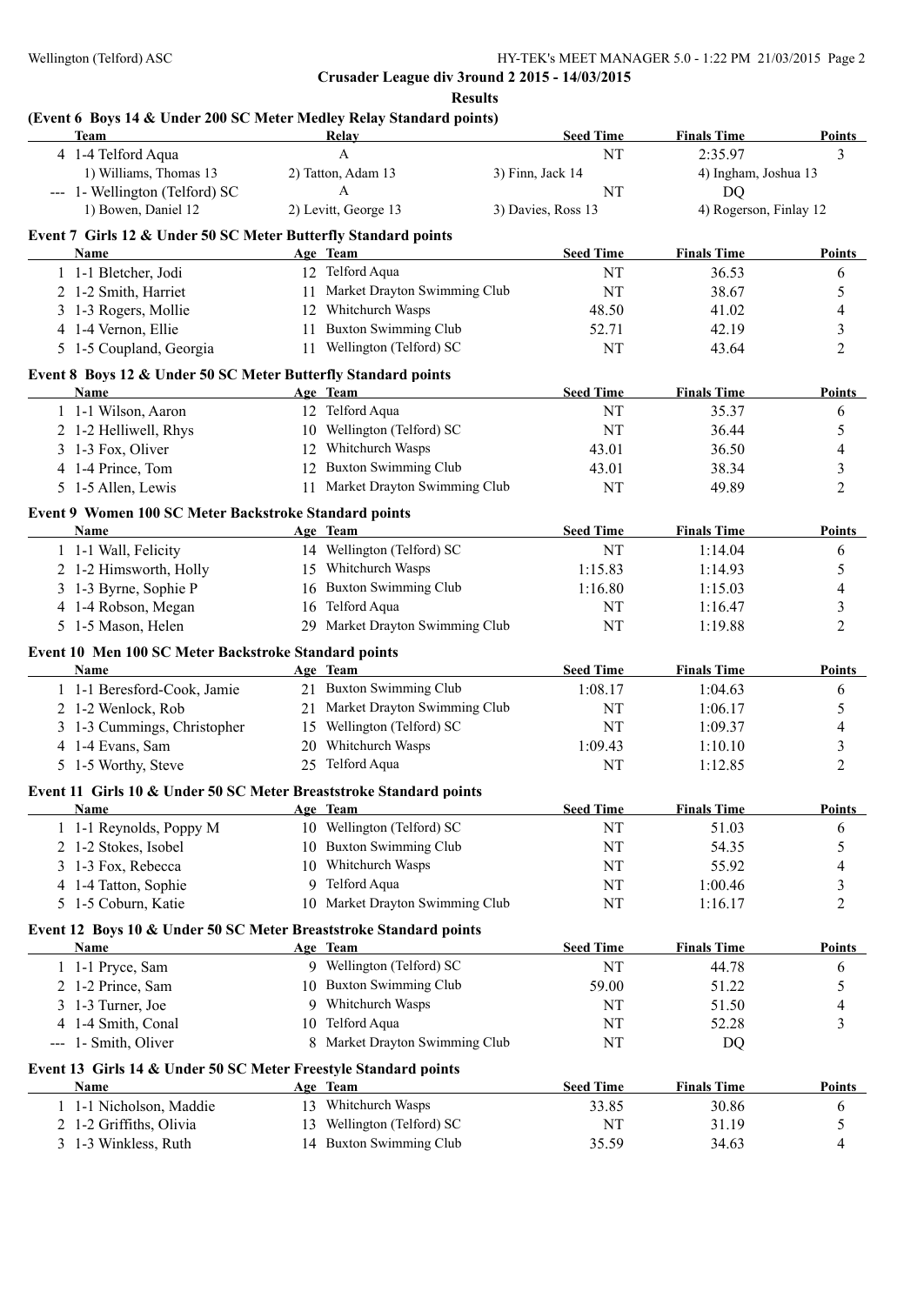**Crusader League div 3round 2 2015 - 14/03/2015**

**Results**

### (Event 6 Boys 14 & Under 200 SC Meter Medley Relay Standard points)

| Team | Relay | Seed Time | Finals Time | Points |
|---|---|---|---|---|
| 4 1-4 Telford Aqua | A | NT | 2:35.97 | 3 |
| 1) Williams, Thomas 13 | 2) Tatton, Adam 13 | 3) Finn, Jack 14 | 4) Ingham, Joshua 13 | |
| --- 1- Wellington (Telford) SC | A | NT | DQ | |
| 1) Bowen, Daniel 12 | 2) Levitt, George 13 | 3) Davies, Ross 13 | 4) Rogerson, Finlay 12 | |

### Event 7 Girls 12 & Under 50 SC Meter Butterfly Standard points

| Name | Age | Team | Seed Time | Finals Time | Points |
|---|---|---|---|---|---|
| 1 1-1 Bletcher, Jodi | 12 | Telford Aqua | NT | 36.53 | 6 |
| 2 1-2 Smith, Harriet | 11 | Market Drayton Swimming Club | NT | 38.67 | 5 |
| 3 1-3 Rogers, Mollie | 12 | Whitchurch Wasps | 48.50 | 41.02 | 4 |
| 4 1-4 Vernon, Ellie | 11 | Buxton Swimming Club | 52.71 | 42.19 | 3 |
| 5 1-5 Coupland, Georgia | 11 | Wellington (Telford) SC | NT | 43.64 | 2 |

### Event 8 Boys 12 & Under 50 SC Meter Butterfly Standard points

| Name | Age | Team | Seed Time | Finals Time | Points |
|---|---|---|---|---|---|
| 1 1-1 Wilson, Aaron | 12 | Telford Aqua | NT | 35.37 | 6 |
| 2 1-2 Helliwell, Rhys | 10 | Wellington (Telford) SC | NT | 36.44 | 5 |
| 3 1-3 Fox, Oliver | 12 | Whitchurch Wasps | 43.01 | 36.50 | 4 |
| 4 1-4 Prince, Tom | 12 | Buxton Swimming Club | 43.01 | 38.34 | 3 |
| 5 1-5 Allen, Lewis | 11 | Market Drayton Swimming Club | NT | 49.89 | 2 |

### Event 9 Women 100 SC Meter Backstroke Standard points

| Name | Age | Team | Seed Time | Finals Time | Points |
|---|---|---|---|---|---|
| 1 1-1 Wall, Felicity | 14 | Wellington (Telford) SC | NT | 1:14.04 | 6 |
| 2 1-2 Himsworth, Holly | 15 | Whitchurch Wasps | 1:15.83 | 1:14.93 | 5 |
| 3 1-3 Byrne, Sophie P | 16 | Buxton Swimming Club | 1:16.80 | 1:15.03 | 4 |
| 4 1-4 Robson, Megan | 16 | Telford Aqua | NT | 1:16.47 | 3 |
| 5 1-5 Mason, Helen | 29 | Market Drayton Swimming Club | NT | 1:19.88 | 2 |

### Event 10 Men 100 SC Meter Backstroke Standard points

| Name | Age | Team | Seed Time | Finals Time | Points |
|---|---|---|---|---|---|
| 1 1-1 Beresford-Cook, Jamie | 21 | Buxton Swimming Club | 1:08.17 | 1:04.63 | 6 |
| 2 1-2 Wenlock, Rob | 21 | Market Drayton Swimming Club | NT | 1:06.17 | 5 |
| 3 1-3 Cummings, Christopher | 15 | Wellington (Telford) SC | NT | 1:09.37 | 4 |
| 4 1-4 Evans, Sam | 20 | Whitchurch Wasps | 1:09.43 | 1:10.10 | 3 |
| 5 1-5 Worthy, Steve | 25 | Telford Aqua | NT | 1:12.85 | 2 |

### Event 11 Girls 10 & Under 50 SC Meter Breaststroke Standard points

| Name | Age | Team | Seed Time | Finals Time | Points |
|---|---|---|---|---|---|
| 1 1-1 Reynolds, Poppy M | 10 | Wellington (Telford) SC | NT | 51.03 | 6 |
| 2 1-2 Stokes, Isobel | 10 | Buxton Swimming Club | NT | 54.35 | 5 |
| 3 1-3 Fox, Rebecca | 10 | Whitchurch Wasps | NT | 55.92 | 4 |
| 4 1-4 Tatton, Sophie | 9 | Telford Aqua | NT | 1:00.46 | 3 |
| 5 1-5 Coburn, Katie | 10 | Market Drayton Swimming Club | NT | 1:16.17 | 2 |

### Event 12 Boys 10 & Under 50 SC Meter Breaststroke Standard points

| Name | Age | Team | Seed Time | Finals Time | Points |
|---|---|---|---|---|---|
| 1 1-1 Pryce, Sam | 9 | Wellington (Telford) SC | NT | 44.78 | 6 |
| 2 1-2 Prince, Sam | 10 | Buxton Swimming Club | 59.00 | 51.22 | 5 |
| 3 1-3 Turner, Joe | 9 | Whitchurch Wasps | NT | 51.50 | 4 |
| 4 1-4 Smith, Conal | 10 | Telford Aqua | NT | 52.28 | 3 |
| --- 1- Smith, Oliver | 8 | Market Drayton Swimming Club | NT | DQ | |

### Event 13 Girls 14 & Under 50 SC Meter Freestyle Standard points

| Name | Age | Team | Seed Time | Finals Time | Points |
|---|---|---|---|---|---|
| 1 1-1 Nicholson, Maddie | 13 | Whitchurch Wasps | 33.85 | 30.86 | 6 |
| 2 1-2 Griffiths, Olivia | 13 | Wellington (Telford) SC | NT | 31.19 | 5 |
| 3 1-3 Winkless, Ruth | 14 | Buxton Swimming Club | 35.59 | 34.63 | 4 |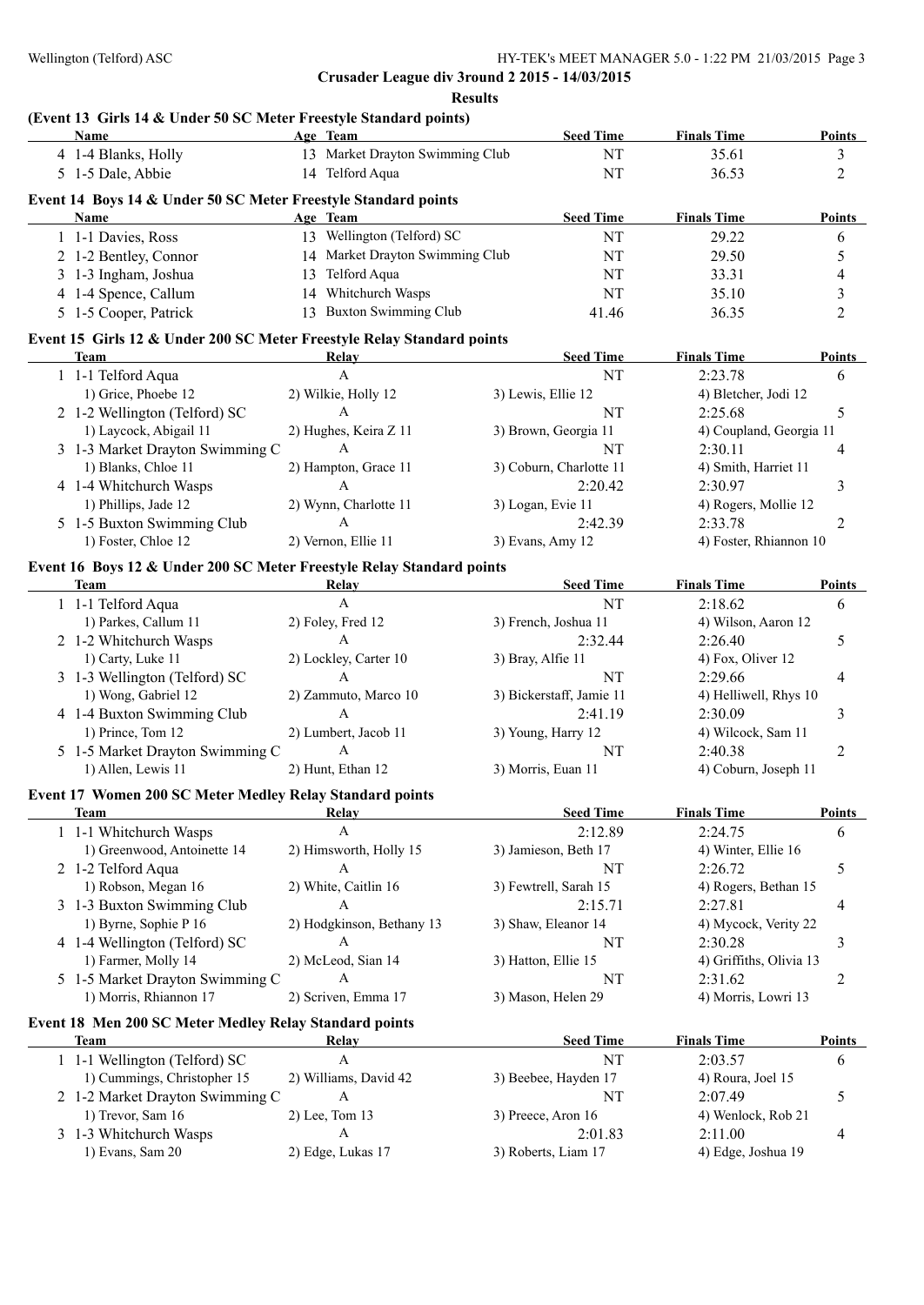## Crusader League div 3round 2 2015 - 14/03/2015

### Results

### (Event 13 Girls 14 & Under 50 SC Meter Freestyle Standard points)

| Name | Age | Team | Seed Time | Finals Time | Points |
|---|---|---|---|---|---|
| 4 1-4 Blanks, Holly | 13 | Market Drayton Swimming Club | NT | 35.61 | 3 |
| 5 1-5 Dale, Abbie | 14 | Telford Aqua | NT | 36.53 | 2 |

### Event 14 Boys 14 & Under 50 SC Meter Freestyle Standard points

| Name | Age | Team | Seed Time | Finals Time | Points |
|---|---|---|---|---|---|
| 1 1-1 Davies, Ross | 13 | Wellington (Telford) SC | NT | 29.22 | 6 |
| 2 1-2 Bentley, Connor | 14 | Market Drayton Swimming Club | NT | 29.50 | 5 |
| 3 1-3 Ingham, Joshua | 13 | Telford Aqua | NT | 33.31 | 4 |
| 4 1-4 Spence, Callum | 14 | Whitchurch Wasps | NT | 35.10 | 3 |
| 5 1-5 Cooper, Patrick | 13 | Buxton Swimming Club | 41.46 | 36.35 | 2 |

### Event 15 Girls 12 & Under 200 SC Meter Freestyle Relay Standard points

| Team | Relay | | Seed Time | Finals Time | Points |
|---|---|---|---|---|---|
| 1 1-1 Telford Aqua | A | | NT | 2:23.78 | 6 |
| 1) Grice, Phoebe 12 | 2) Wilkie, Holly 12 | 3) Lewis, Ellie 12 | | 4) Bletcher, Jodi 12 | |
| 2 1-2 Wellington (Telford) SC | A | | NT | 2:25.68 | 5 |
| 1) Laycock, Abigail 11 | 2) Hughes, Keira Z 11 | 3) Brown, Georgia 11 | | 4) Coupland, Georgia 11 | |
| 3 1-3 Market Drayton Swimming C | A | | NT | 2:30.11 | 4 |
| 1) Blanks, Chloe 11 | 2) Hampton, Grace 11 | 3) Coburn, Charlotte 11 | | 4) Smith, Harriet 11 | |
| 4 1-4 Whitchurch Wasps | A | | 2:20.42 | 2:30.97 | 3 |
| 1) Phillips, Jade 12 | 2) Wynn, Charlotte 11 | 3) Logan, Evie 11 | | 4) Rogers, Mollie 12 | |
| 5 1-5 Buxton Swimming Club | A | | 2:42.39 | 2:33.78 | 2 |
| 1) Foster, Chloe 12 | 2) Vernon, Ellie 11 | 3) Evans, Amy 12 | | 4) Foster, Rhiannon 10 | |

### Event 16 Boys 12 & Under 200 SC Meter Freestyle Relay Standard points

| Team | Relay | | Seed Time | Finals Time | Points |
|---|---|---|---|---|---|
| 1 1-1 Telford Aqua | A | | NT | 2:18.62 | 6 |
| 1) Parkes, Callum 11 | 2) Foley, Fred 12 | 3) French, Joshua 11 | | 4) Wilson, Aaron 12 | |
| 2 1-2 Whitchurch Wasps | A | | 2:32.44 | 2:26.40 | 5 |
| 1) Carty, Luke 11 | 2) Lockley, Carter 10 | 3) Bray, Alfie 11 | | 4) Fox, Oliver 12 | |
| 3 1-3 Wellington (Telford) SC | A | | NT | 2:29.66 | 4 |
| 1) Wong, Gabriel 12 | 2) Zammuto, Marco 10 | 3) Bickerstaff, Jamie 11 | | 4) Helliwell, Rhys 10 | |
| 4 1-4 Buxton Swimming Club | A | | 2:41.19 | 2:30.09 | 3 |
| 1) Prince, Tom 12 | 2) Lumbert, Jacob 11 | 3) Young, Harry 12 | | 4) Wilcock, Sam 11 | |
| 5 1-5 Market Drayton Swimming C | A | | NT | 2:40.38 | 2 |
| 1) Allen, Lewis 11 | 2) Hunt, Ethan 12 | 3) Morris, Euan 11 | | 4) Coburn, Joseph 11 | |

### Event 17 Women 200 SC Meter Medley Relay Standard points

| Team | Relay | | Seed Time | Finals Time | Points |
|---|---|---|---|---|---|
| 1 1-1 Whitchurch Wasps | A | | 2:12.89 | 2:24.75 | 6 |
| 1) Greenwood, Antoinette 14 | 2) Himsworth, Holly 15 | 3) Jamieson, Beth 17 | | 4) Winter, Ellie 16 | |
| 2 1-2 Telford Aqua | A | | NT | 2:26.72 | 5 |
| 1) Robson, Megan 16 | 2) White, Caitlin 16 | 3) Fewtrell, Sarah 15 | | 4) Rogers, Bethan 15 | |
| 3 1-3 Buxton Swimming Club | A | | 2:15.71 | 2:27.81 | 4 |
| 1) Byrne, Sophie P 16 | 2) Hodgkinson, Bethany 13 | 3) Shaw, Eleanor 14 | | 4) Mycock, Verity 22 | |
| 4 1-4 Wellington (Telford) SC | A | | NT | 2:30.28 | 3 |
| 1) Farmer, Molly 14 | 2) McLeod, Sian 14 | 3) Hatton, Ellie 15 | | 4) Griffiths, Olivia 13 | |
| 5 1-5 Market Drayton Swimming C | A | | NT | 2:31.62 | 2 |
| 1) Morris, Rhiannon 17 | 2) Scriven, Emma 17 | 3) Mason, Helen 29 | | 4) Morris, Lowri 13 | |

### Event 18 Men 200 SC Meter Medley Relay Standard points

| Team | Relay | | Seed Time | Finals Time | Points |
|---|---|---|---|---|---|
| 1 1-1 Wellington (Telford) SC | A | | NT | 2:03.57 | 6 |
| 1) Cummings, Christopher 15 | 2) Williams, David 42 | 3) Beebee, Hayden 17 | | 4) Roura, Joel 15 | |
| 2 1-2 Market Drayton Swimming C | A | | NT | 2:07.49 | 5 |
| 1) Trevor, Sam 16 | 2) Lee, Tom 13 | 3) Preece, Aron 16 | | 4) Wenlock, Rob 21 | |
| 3 1-3 Whitchurch Wasps | A | | 2:01.83 | 2:11.00 | 4 |
| 1) Evans, Sam 20 | 2) Edge, Lukas 17 | 3) Roberts, Liam 17 | | 4) Edge, Joshua 19 | |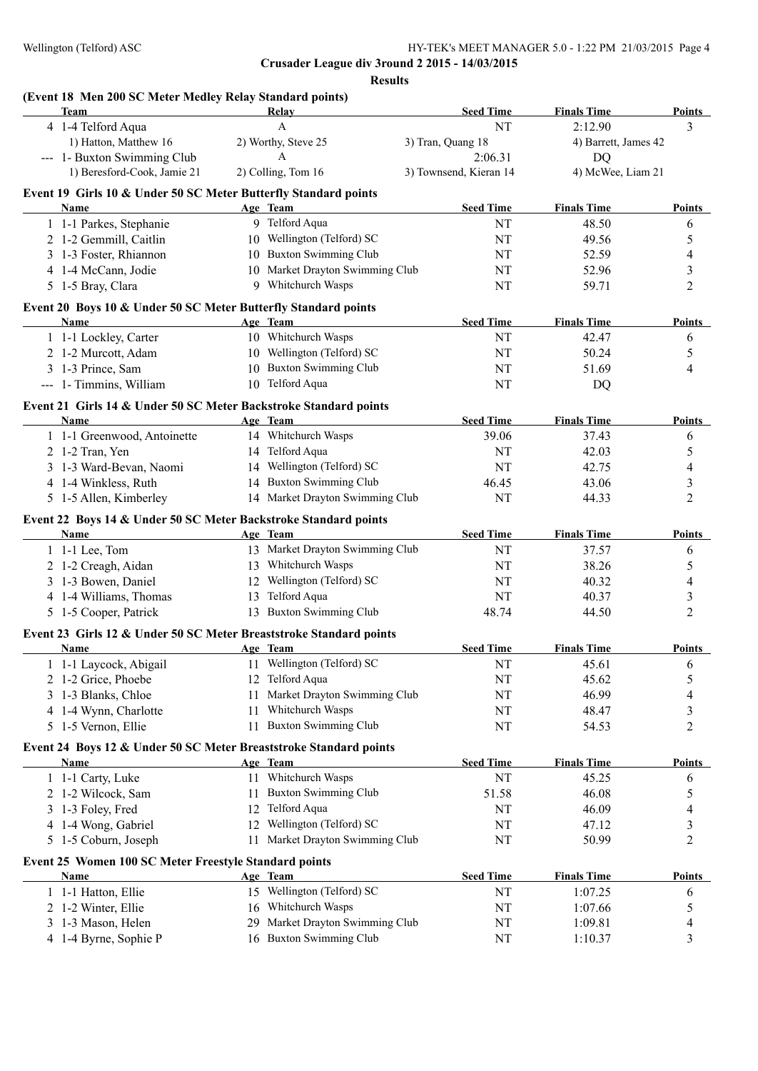**Crusader League div 3round 2 2015 - 14/03/2015**

**Results**

### (Event 18 Men 200 SC Meter Medley Relay Standard points)

| Team | Relay | Seed Time | Finals Time | Points |
|---|---|---|---|---|
| 4 1-4 Telford Aqua | A | NT | 2:12.90 | 3 |
| 1) Hatton, Matthew 16 | 2) Worthy, Steve 25 | 3) Tran, Quang 18 | 4) Barrett, James 42 | |
| --- 1- Buxton Swimming Club | A | 2:06.31 | DQ | |
| 1) Beresford-Cook, Jamie 21 | 2) Colling, Tom 16 | 3) Townsend, Kieran 14 | 4) McWee, Liam 21 | |

### Event 19 Girls 10 & Under 50 SC Meter Butterfly Standard points

| Name | Age | Team | Seed Time | Finals Time | Points |
|---|---|---|---|---|---|
| 1 1-1 Parkes, Stephanie | 9 | Telford Aqua | NT | 48.50 | 6 |
| 2 1-2 Gemmill, Caitlin | 10 | Wellington (Telford) SC | NT | 49.56 | 5 |
| 3 1-3 Foster, Rhiannon | 10 | Buxton Swimming Club | NT | 52.59 | 4 |
| 4 1-4 McCann, Jodie | 10 | Market Drayton Swimming Club | NT | 52.96 | 3 |
| 5 1-5 Bray, Clara | 9 | Whitchurch Wasps | NT | 59.71 | 2 |

### Event 20 Boys 10 & Under 50 SC Meter Butterfly Standard points

| Name | Age | Team | Seed Time | Finals Time | Points |
|---|---|---|---|---|---|
| 1 1-1 Lockley, Carter | 10 | Whitchurch Wasps | NT | 42.47 | 6 |
| 2 1-2 Murcott, Adam | 10 | Wellington (Telford) SC | NT | 50.24 | 5 |
| 3 1-3 Prince, Sam | 10 | Buxton Swimming Club | NT | 51.69 | 4 |
| --- 1- Timmins, William | 10 | Telford Aqua | NT | DQ | |

### Event 21 Girls 14 & Under 50 SC Meter Backstroke Standard points

| Name | Age | Team | Seed Time | Finals Time | Points |
|---|---|---|---|---|---|
| 1 1-1 Greenwood, Antoinette | 14 | Whitchurch Wasps | 39.06 | 37.43 | 6 |
| 2 1-2 Tran, Yen | 14 | Telford Aqua | NT | 42.03 | 5 |
| 3 1-3 Ward-Bevan, Naomi | 14 | Wellington (Telford) SC | NT | 42.75 | 4 |
| 4 1-4 Winkless, Ruth | 14 | Buxton Swimming Club | 46.45 | 43.06 | 3 |
| 5 1-5 Allen, Kimberley | 14 | Market Drayton Swimming Club | NT | 44.33 | 2 |

### Event 22 Boys 14 & Under 50 SC Meter Backstroke Standard points

| Name | Age | Team | Seed Time | Finals Time | Points |
|---|---|---|---|---|---|
| 1 1-1 Lee, Tom | 13 | Market Drayton Swimming Club | NT | 37.57 | 6 |
| 2 1-2 Creagh, Aidan | 13 | Whitchurch Wasps | NT | 38.26 | 5 |
| 3 1-3 Bowen, Daniel | 12 | Wellington (Telford) SC | NT | 40.32 | 4 |
| 4 1-4 Williams, Thomas | 13 | Telford Aqua | NT | 40.37 | 3 |
| 5 1-5 Cooper, Patrick | 13 | Buxton Swimming Club | 48.74 | 44.50 | 2 |

### Event 23 Girls 12 & Under 50 SC Meter Breaststroke Standard points

| Name | Age | Team | Seed Time | Finals Time | Points |
|---|---|---|---|---|---|
| 1 1-1 Laycock, Abigail | 11 | Wellington (Telford) SC | NT | 45.61 | 6 |
| 2 1-2 Grice, Phoebe | 12 | Telford Aqua | NT | 45.62 | 5 |
| 3 1-3 Blanks, Chloe | 11 | Market Drayton Swimming Club | NT | 46.99 | 4 |
| 4 1-4 Wynn, Charlotte | 11 | Whitchurch Wasps | NT | 48.47 | 3 |
| 5 1-5 Vernon, Ellie | 11 | Buxton Swimming Club | NT | 54.53 | 2 |

### Event 24 Boys 12 & Under 50 SC Meter Breaststroke Standard points

| Name | Age | Team | Seed Time | Finals Time | Points |
|---|---|---|---|---|---|
| 1 1-1 Carty, Luke | 11 | Whitchurch Wasps | NT | 45.25 | 6 |
| 2 1-2 Wilcock, Sam | 11 | Buxton Swimming Club | 51.58 | 46.08 | 5 |
| 3 1-3 Foley, Fred | 12 | Telford Aqua | NT | 46.09 | 4 |
| 4 1-4 Wong, Gabriel | 12 | Wellington (Telford) SC | NT | 47.12 | 3 |
| 5 1-5 Coburn, Joseph | 11 | Market Drayton Swimming Club | NT | 50.99 | 2 |

### Event 25 Women 100 SC Meter Freestyle Standard points

| Name | Age | Team | Seed Time | Finals Time | Points |
|---|---|---|---|---|---|
| 1 1-1 Hatton, Ellie | 15 | Wellington (Telford) SC | NT | 1:07.25 | 6 |
| 2 1-2 Winter, Ellie | 16 | Whitchurch Wasps | NT | 1:07.66 | 5 |
| 3 1-3 Mason, Helen | 29 | Market Drayton Swimming Club | NT | 1:09.81 | 4 |
| 4 1-4 Byrne, Sophie P | 16 | Buxton Swimming Club | NT | 1:10.37 | 3 |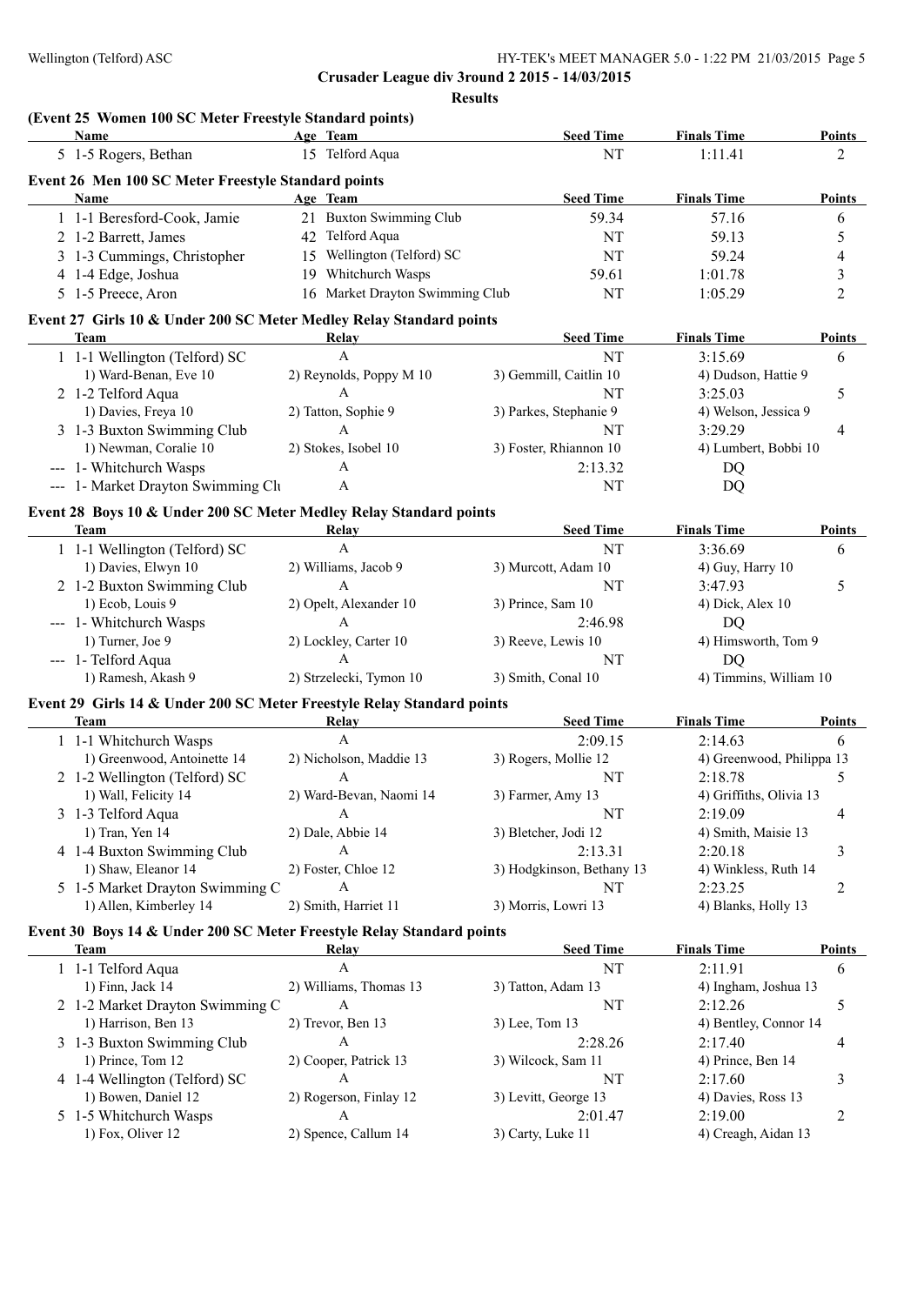**Crusader League div 3round 2 2015 - 14/03/2015**

**Results**

### (Event 25 Women 100 SC Meter Freestyle Standard points)

| Name | Age | Team | Seed Time | Finals Time | Points |
|---|---|---|---|---|---|
| 5 1-5 Rogers, Bethan | 15 | Telford Aqua | NT | 1:11.41 | 2 |

### Event 26 Men 100 SC Meter Freestyle Standard points

| Name | Age | Team | Seed Time | Finals Time | Points |
|---|---|---|---|---|---|
| 1 1-1 Beresford-Cook, Jamie | 21 | Buxton Swimming Club | 59.34 | 57.16 | 6 |
| 2 1-2 Barrett, James | 42 | Telford Aqua | NT | 59.13 | 5 |
| 3 1-3 Cummings, Christopher | 15 | Wellington (Telford) SC | NT | 59.24 | 4 |
| 4 1-4 Edge, Joshua | 19 | Whitchurch Wasps | 59.61 | 1:01.78 | 3 |
| 5 1-5 Preece, Aron | 16 | Market Drayton Swimming Club | NT | 1:05.29 | 2 |

### Event 27 Girls 10 & Under 200 SC Meter Medley Relay Standard points

| Team | Relay | | Seed Time | Finals Time | Points |
|---|---|---|---|---|---|
| 1 1-1 Wellington (Telford) SC | A | | NT | 3:15.69 | 6 |
| 1) Ward-Benan, Eve 10 | 2) Reynolds, Poppy M 10 | 3) Gemmill, Caitlin 10 | | 4) Dudson, Hattie 9 | |
| 2 1-2 Telford Aqua | A | | NT | 3:25.03 | 5 |
| 1) Davies, Freya 10 | 2) Tatton, Sophie 9 | 3) Parkes, Stephanie 9 | | 4) Welson, Jessica 9 | |
| 3 1-3 Buxton Swimming Club | A | | NT | 3:29.29 | 4 |
| 1) Newman, Coralie 10 | 2) Stokes, Isobel 10 | 3) Foster, Rhiannon 10 | | 4) Lumbert, Bobbi 10 | |
| --- 1- Whitchurch Wasps | A | | 2:13.32 | DQ | |
| --- 1- Market Drayton Swimming Clu | A | | NT | DQ | |

### Event 28 Boys 10 & Under 200 SC Meter Medley Relay Standard points

| Team | Relay | | Seed Time | Finals Time | Points |
|---|---|---|---|---|---|
| 1 1-1 Wellington (Telford) SC | A | | NT | 3:36.69 | 6 |
| 1) Davies, Elwyn 10 | 2) Williams, Jacob 9 | 3) Murcott, Adam 10 | | 4) Guy, Harry 10 | |
| 2 1-2 Buxton Swimming Club | A | | NT | 3:47.93 | 5 |
| 1) Ecob, Louis 9 | 2) Opelt, Alexander 10 | 3) Prince, Sam 10 | | 4) Dick, Alex 10 | |
| --- 1- Whitchurch Wasps | A | | 2:46.98 | DQ | |
| 1) Turner, Joe 9 | 2) Lockley, Carter 10 | 3) Reeve, Lewis 10 | | 4) Himsworth, Tom 9 | |
| --- 1- Telford Aqua | A | | NT | DQ | |
| 1) Ramesh, Akash 9 | 2) Strzelecki, Tymon 10 | 3) Smith, Conal 10 | | 4) Timmins, William 10 | |

### Event 29 Girls 14 & Under 200 SC Meter Freestyle Relay Standard points

| Team | Relay | | Seed Time | Finals Time | Points |
|---|---|---|---|---|---|
| 1 1-1 Whitchurch Wasps | A | | 2:09.15 | 2:14.63 | 6 |
| 1) Greenwood, Antoinette 14 | 2) Nicholson, Maddie 13 | 3) Rogers, Mollie 12 | | 4) Greenwood, Philippa 13 | |
| 2 1-2 Wellington (Telford) SC | A | | NT | 2:18.78 | 5 |
| 1) Wall, Felicity 14 | 2) Ward-Bevan, Naomi 14 | 3) Farmer, Amy 13 | | 4) Griffiths, Olivia 13 | |
| 3 1-3 Telford Aqua | A | | NT | 2:19.09 | 4 |
| 1) Tran, Yen 14 | 2) Dale, Abbie 14 | 3) Bletcher, Jodi 12 | | 4) Smith, Maisie 13 | |
| 4 1-4 Buxton Swimming Club | A | | 2:13.31 | 2:20.18 | 3 |
| 1) Shaw, Eleanor 14 | 2) Foster, Chloe 12 | 3) Hodgkinson, Bethany 13 | | 4) Winkless, Ruth 14 | |
| 5 1-5 Market Drayton Swimming C | A | | NT | 2:23.25 | 2 |
| 1) Allen, Kimberley 14 | 2) Smith, Harriet 11 | 3) Morris, Lowri 13 | | 4) Blanks, Holly 13 | |

### Event 30 Boys 14 & Under 200 SC Meter Freestyle Relay Standard points

| Team | Relay | | Seed Time | Finals Time | Points |
|---|---|---|---|---|---|
| 1 1-1 Telford Aqua | A | | NT | 2:11.91 | 6 |
| 1) Finn, Jack 14 | 2) Williams, Thomas 13 | 3) Tatton, Adam 13 | | 4) Ingham, Joshua 13 | |
| 2 1-2 Market Drayton Swimming C | A | | NT | 2:12.26 | 5 |
| 1) Harrison, Ben 13 | 2) Trevor, Ben 13 | 3) Lee, Tom 13 | | 4) Bentley, Connor 14 | |
| 3 1-3 Buxton Swimming Club | A | | 2:28.26 | 2:17.40 | 4 |
| 1) Prince, Tom 12 | 2) Cooper, Patrick 13 | 3) Wilcock, Sam 11 | | 4) Prince, Ben 14 | |
| 4 1-4 Wellington (Telford) SC | A | | NT | 2:17.60 | 3 |
| 1) Bowen, Daniel 12 | 2) Rogerson, Finlay 12 | 3) Levitt, George 13 | | 4) Davies, Ross 13 | |
| 5 1-5 Whitchurch Wasps | A | | 2:01.47 | 2:19.00 | 2 |
| 1) Fox, Oliver 12 | 2) Spence, Callum 14 | 3) Carty, Luke 11 | | 4) Creagh, Aidan 13 | |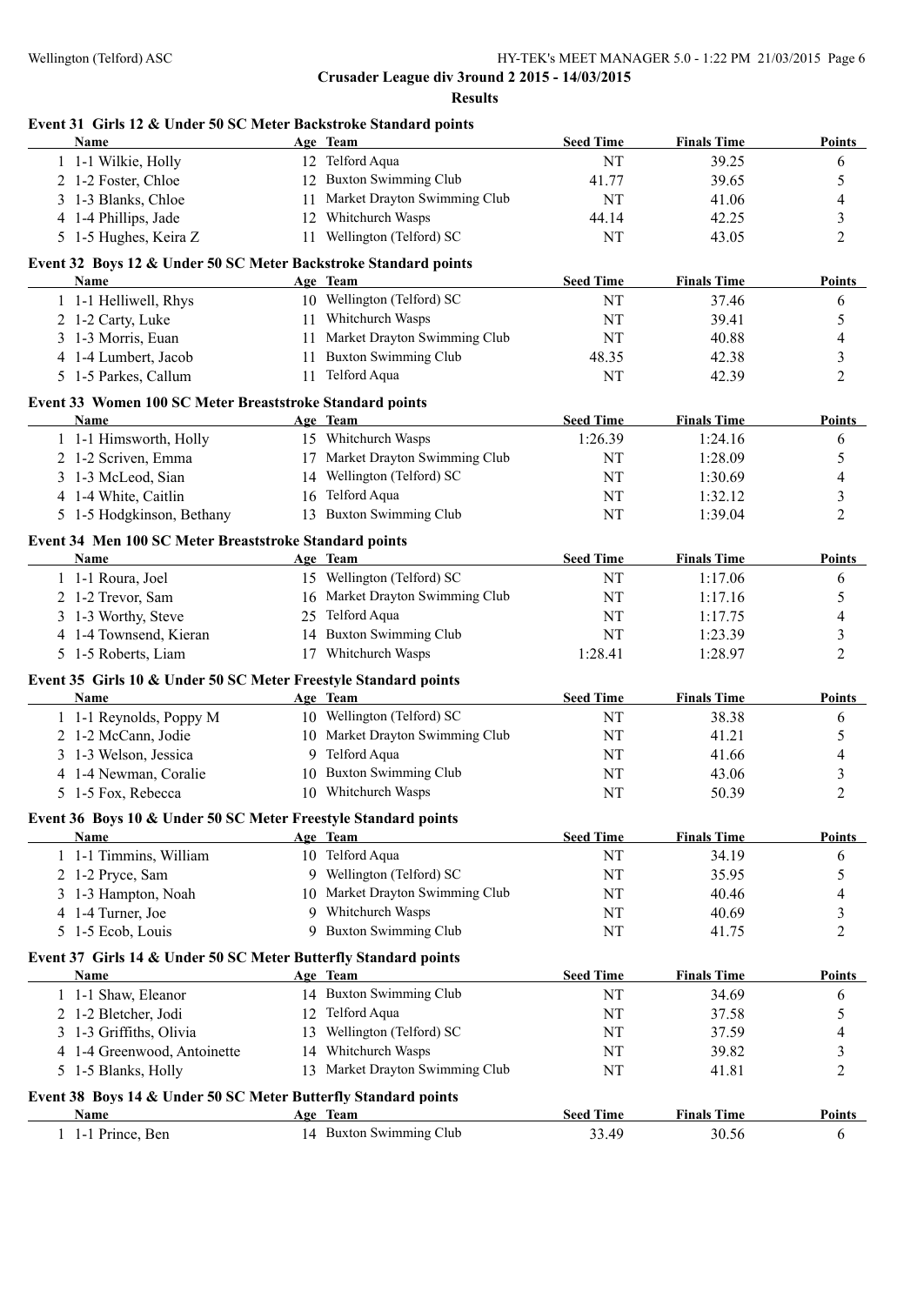**Crusader League div 3round 2 2015 - 14/03/2015**

**Results**

### Event 31 Girls 12 & Under 50 SC Meter Backstroke Standard points

| | Name | Age | Team | Seed Time | Finals Time | Points |
|---|---|---|---|---|---|---|
| 1 | 1-1 Wilkie, Holly | 12 | Telford Aqua | NT | 39.25 | 6 |
| 2 | 1-2 Foster, Chloe | 12 | Buxton Swimming Club | 41.77 | 39.65 | 5 |
| 3 | 1-3 Blanks, Chloe | 11 | Market Drayton Swimming Club | NT | 41.06 | 4 |
| 4 | 1-4 Phillips, Jade | 12 | Whitchurch Wasps | 44.14 | 42.25 | 3 |
| 5 | 1-5 Hughes, Keira Z | 11 | Wellington (Telford) SC | NT | 43.05 | 2 |

### Event 32 Boys 12 & Under 50 SC Meter Backstroke Standard points

| | Name | Age | Team | Seed Time | Finals Time | Points |
|---|---|---|---|---|---|---|
| 1 | 1-1 Helliwell, Rhys | 10 | Wellington (Telford) SC | NT | 37.46 | 6 |
| 2 | 1-2 Carty, Luke | 11 | Whitchurch Wasps | NT | 39.41 | 5 |
| 3 | 1-3 Morris, Euan | 11 | Market Drayton Swimming Club | NT | 40.88 | 4 |
| 4 | 1-4 Lumbert, Jacob | 11 | Buxton Swimming Club | 48.35 | 42.38 | 3 |
| 5 | 1-5 Parkes, Callum | 11 | Telford Aqua | NT | 42.39 | 2 |

### Event 33 Women 100 SC Meter Breaststroke Standard points

| | Name | Age | Team | Seed Time | Finals Time | Points |
|---|---|---|---|---|---|---|
| 1 | 1-1 Himsworth, Holly | 15 | Whitchurch Wasps | 1:26.39 | 1:24.16 | 6 |
| 2 | 1-2 Scriven, Emma | 17 | Market Drayton Swimming Club | NT | 1:28.09 | 5 |
| 3 | 1-3 McLeod, Sian | 14 | Wellington (Telford) SC | NT | 1:30.69 | 4 |
| 4 | 1-4 White, Caitlin | 16 | Telford Aqua | NT | 1:32.12 | 3 |
| 5 | 1-5 Hodgkinson, Bethany | 13 | Buxton Swimming Club | NT | 1:39.04 | 2 |

### Event 34 Men 100 SC Meter Breaststroke Standard points

| | Name | Age | Team | Seed Time | Finals Time | Points |
|---|---|---|---|---|---|---|
| 1 | 1-1 Roura, Joel | 15 | Wellington (Telford) SC | NT | 1:17.06 | 6 |
| 2 | 1-2 Trevor, Sam | 16 | Market Drayton Swimming Club | NT | 1:17.16 | 5 |
| 3 | 1-3 Worthy, Steve | 25 | Telford Aqua | NT | 1:17.75 | 4 |
| 4 | 1-4 Townsend, Kieran | 14 | Buxton Swimming Club | NT | 1:23.39 | 3 |
| 5 | 1-5 Roberts, Liam | 17 | Whitchurch Wasps | 1:28.41 | 1:28.97 | 2 |

### Event 35 Girls 10 & Under 50 SC Meter Freestyle Standard points

| | Name | Age | Team | Seed Time | Finals Time | Points |
|---|---|---|---|---|---|---|
| 1 | 1-1 Reynolds, Poppy M | 10 | Wellington (Telford) SC | NT | 38.38 | 6 |
| 2 | 1-2 McCann, Jodie | 10 | Market Drayton Swimming Club | NT | 41.21 | 5 |
| 3 | 1-3 Welson, Jessica | 9 | Telford Aqua | NT | 41.66 | 4 |
| 4 | 1-4 Newman, Coralie | 10 | Buxton Swimming Club | NT | 43.06 | 3 |
| 5 | 1-5 Fox, Rebecca | 10 | Whitchurch Wasps | NT | 50.39 | 2 |

### Event 36 Boys 10 & Under 50 SC Meter Freestyle Standard points

| | Name | Age | Team | Seed Time | Finals Time | Points |
|---|---|---|---|---|---|---|
| 1 | 1-1 Timmins, William | 10 | Telford Aqua | NT | 34.19 | 6 |
| 2 | 1-2 Pryce, Sam | 9 | Wellington (Telford) SC | NT | 35.95 | 5 |
| 3 | 1-3 Hampton, Noah | 10 | Market Drayton Swimming Club | NT | 40.46 | 4 |
| 4 | 1-4 Turner, Joe | 9 | Whitchurch Wasps | NT | 40.69 | 3 |
| 5 | 1-5 Ecob, Louis | 9 | Buxton Swimming Club | NT | 41.75 | 2 |

### Event 37 Girls 14 & Under 50 SC Meter Butterfly Standard points

| | Name | Age | Team | Seed Time | Finals Time | Points |
|---|---|---|---|---|---|---|
| 1 | 1-1 Shaw, Eleanor | 14 | Buxton Swimming Club | NT | 34.69 | 6 |
| 2 | 1-2 Bletcher, Jodi | 12 | Telford Aqua | NT | 37.58 | 5 |
| 3 | 1-3 Griffiths, Olivia | 13 | Wellington (Telford) SC | NT | 37.59 | 4 |
| 4 | 1-4 Greenwood, Antoinette | 14 | Whitchurch Wasps | NT | 39.82 | 3 |
| 5 | 1-5 Blanks, Holly | 13 | Market Drayton Swimming Club | NT | 41.81 | 2 |

### Event 38 Boys 14 & Under 50 SC Meter Butterfly Standard points

| | Name | Age | Team | Seed Time | Finals Time | Points |
|---|---|---|---|---|---|---|
| 1 | 1-1 Prince, Ben | 14 | Buxton Swimming Club | 33.49 | 30.56 | 6 |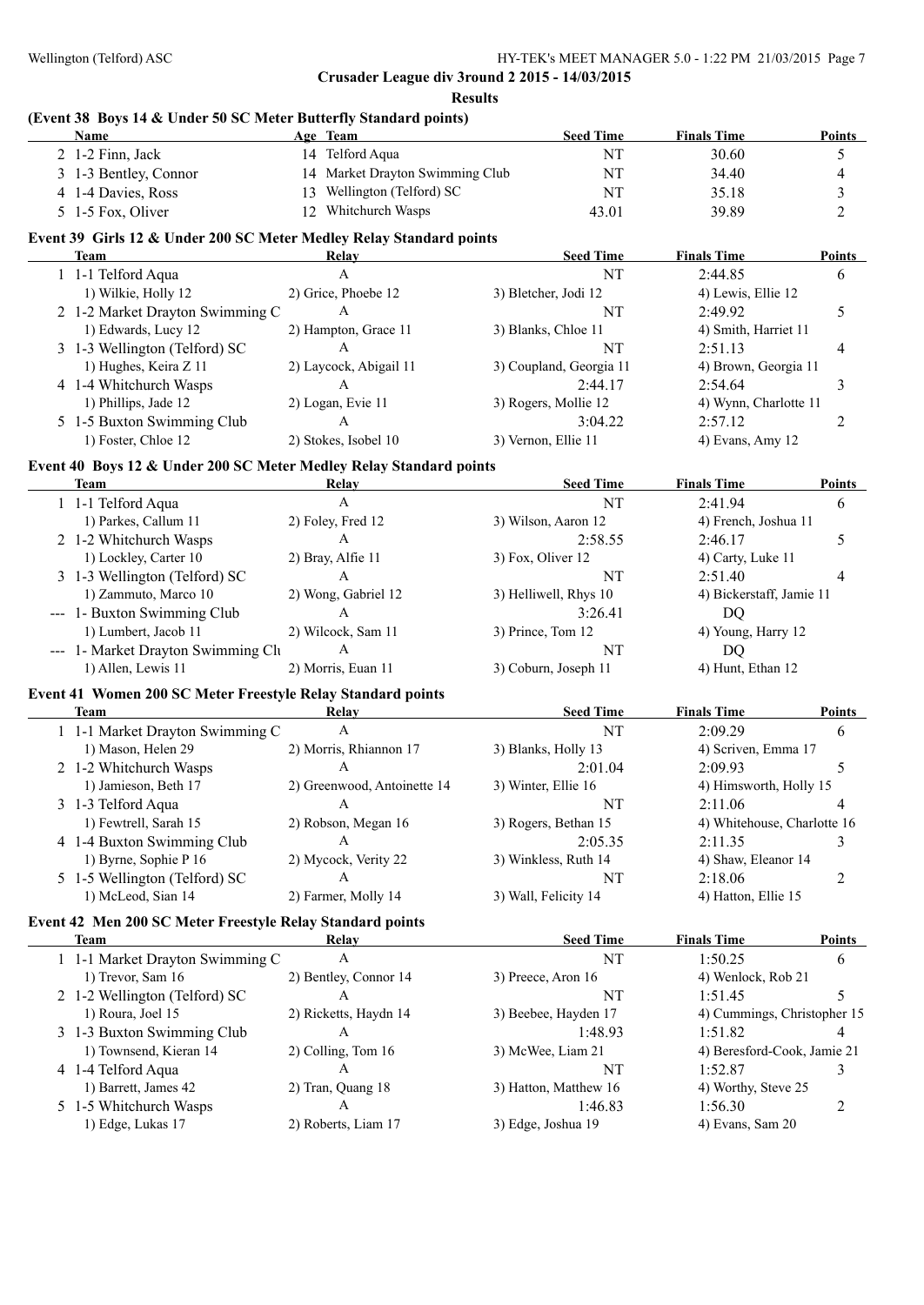Crusader League div 3round 2 2015 - 14/03/2015

Results

### (Event 38 Boys 14 & Under 50 SC Meter Butterfly Standard points)

| | Name | Age | Team | Seed Time | Finals Time | Points |
|---|---|---|---|---|---|---|
| 2 | 1-2 Finn, Jack | 14 | Telford Aqua | NT | 30.60 | 5 |
| 3 | 1-3 Bentley, Connor | 14 | Market Drayton Swimming Club | NT | 34.40 | 4 |
| 4 | 1-4 Davies, Ross | 13 | Wellington (Telford) SC | NT | 35.18 | 3 |
| 5 | 1-5 Fox, Oliver | 12 | Whitchurch Wasps | 43.01 | 39.89 | 2 |

### Event 39 Girls 12 & Under 200 SC Meter Medley Relay Standard points

| | Team | Relay | Seed Time | Finals Time | Points |
|---|---|---|---|---|---|
| 1 | 1-1 Telford Aqua | A | NT | 2:44.85 | 6 |
| | 1) Wilkie, Holly 12 | 2) Grice, Phoebe 12 | 3) Bletcher, Jodi 12 | 4) Lewis, Ellie 12 | |
| 2 | 1-2 Market Drayton Swimming C | A | NT | 2:49.92 | 5 |
| | 1) Edwards, Lucy 12 | 2) Hampton, Grace 11 | 3) Blanks, Chloe 11 | 4) Smith, Harriet 11 | |
| 3 | 1-3 Wellington (Telford) SC | A | NT | 2:51.13 | 4 |
| | 1) Hughes, Keira Z 11 | 2) Laycock, Abigail 11 | 3) Coupland, Georgia 11 | 4) Brown, Georgia 11 | |
| 4 | 1-4 Whitchurch Wasps | A | 2:44.17 | 2:54.64 | 3 |
| | 1) Phillips, Jade 12 | 2) Logan, Evie 11 | 3) Rogers, Mollie 12 | 4) Wynn, Charlotte 11 | |
| 5 | 1-5 Buxton Swimming Club | A | 3:04.22 | 2:57.12 | 2 |
| | 1) Foster, Chloe 12 | 2) Stokes, Isobel 10 | 3) Vernon, Ellie 11 | 4) Evans, Amy 12 | |

### Event 40 Boys 12 & Under 200 SC Meter Medley Relay Standard points

| | Team | Relay | Seed Time | Finals Time | Points |
|---|---|---|---|---|---|
| 1 | 1-1 Telford Aqua | A | NT | 2:41.94 | 6 |
| | 1) Parkes, Callum 11 | 2) Foley, Fred 12 | 3) Wilson, Aaron 12 | 4) French, Joshua 11 | |
| 2 | 1-2 Whitchurch Wasps | A | 2:58.55 | 2:46.17 | 5 |
| | 1) Lockley, Carter 10 | 2) Bray, Alfie 11 | 3) Fox, Oliver 12 | 4) Carty, Luke 11 | |
| 3 | 1-3 Wellington (Telford) SC | A | NT | 2:51.40 | 4 |
| | 1) Zammuto, Marco 10 | 2) Wong, Gabriel 12 | 3) Helliwell, Rhys 10 | 4) Bickerstaff, Jamie 11 | |
| --- | 1- Buxton Swimming Club | A | 3:26.41 | DQ | |
| | 1) Lumbert, Jacob 11 | 2) Wilcock, Sam 11 | 3) Prince, Tom 12 | 4) Young, Harry 12 | |
| --- | 1- Market Drayton Swimming Clu | A | NT | DQ | |
| | 1) Allen, Lewis 11 | 2) Morris, Euan 11 | 3) Coburn, Joseph 11 | 4) Hunt, Ethan 12 | |

### Event 41 Women 200 SC Meter Freestyle Relay Standard points

| | Team | Relay | Seed Time | Finals Time | Points |
|---|---|---|---|---|---|
| 1 | 1-1 Market Drayton Swimming C | A | NT | 2:09.29 | 6 |
| | 1) Mason, Helen 29 | 2) Morris, Rhiannon 17 | 3) Blanks, Holly 13 | 4) Scriven, Emma 17 | |
| 2 | 1-2 Whitchurch Wasps | A | 2:01.04 | 2:09.93 | 5 |
| | 1) Jamieson, Beth 17 | 2) Greenwood, Antoinette 14 | 3) Winter, Ellie 16 | 4) Himsworth, Holly 15 | |
| 3 | 1-3 Telford Aqua | A | NT | 2:11.06 | 4 |
| | 1) Fewtrell, Sarah 15 | 2) Robson, Megan 16 | 3) Rogers, Bethan 15 | 4) Whitehouse, Charlotte 16 | |
| 4 | 1-4 Buxton Swimming Club | A | 2:05.35 | 2:11.35 | 3 |
| | 1) Byrne, Sophie P 16 | 2) Mycock, Verity 22 | 3) Winkless, Ruth 14 | 4) Shaw, Eleanor 14 | |
| 5 | 1-5 Wellington (Telford) SC | A | NT | 2:18.06 | 2 |
| | 1) McLeod, Sian 14 | 2) Farmer, Molly 14 | 3) Wall, Felicity 14 | 4) Hatton, Ellie 15 | |

### Event 42 Men 200 SC Meter Freestyle Relay Standard points

| | Team | Relay | Seed Time | Finals Time | Points |
|---|---|---|---|---|---|
| 1 | 1-1 Market Drayton Swimming C | A | NT | 1:50.25 | 6 |
| | 1) Trevor, Sam 16 | 2) Bentley, Connor 14 | 3) Preece, Aron 16 | 4) Wenlock, Rob 21 | |
| 2 | 1-2 Wellington (Telford) SC | A | NT | 1:51.45 | 5 |
| | 1) Roura, Joel 15 | 2) Ricketts, Haydn 14 | 3) Beebee, Hayden 17 | 4) Cummings, Christopher 15 | |
| 3 | 1-3 Buxton Swimming Club | A | 1:48.93 | 1:51.82 | 4 |
| | 1) Townsend, Kieran 14 | 2) Colling, Tom 16 | 3) McWee, Liam 21 | 4) Beresford-Cook, Jamie 21 | |
| 4 | 1-4 Telford Aqua | A | NT | 1:52.87 | 3 |
| | 1) Barrett, James 42 | 2) Tran, Quang 18 | 3) Hatton, Matthew 16 | 4) Worthy, Steve 25 | |
| 5 | 1-5 Whitchurch Wasps | A | 1:46.83 | 1:56.30 | 2 |
| | 1) Edge, Lukas 17 | 2) Roberts, Liam 17 | 3) Edge, Joshua 19 | 4) Evans, Sam 20 | |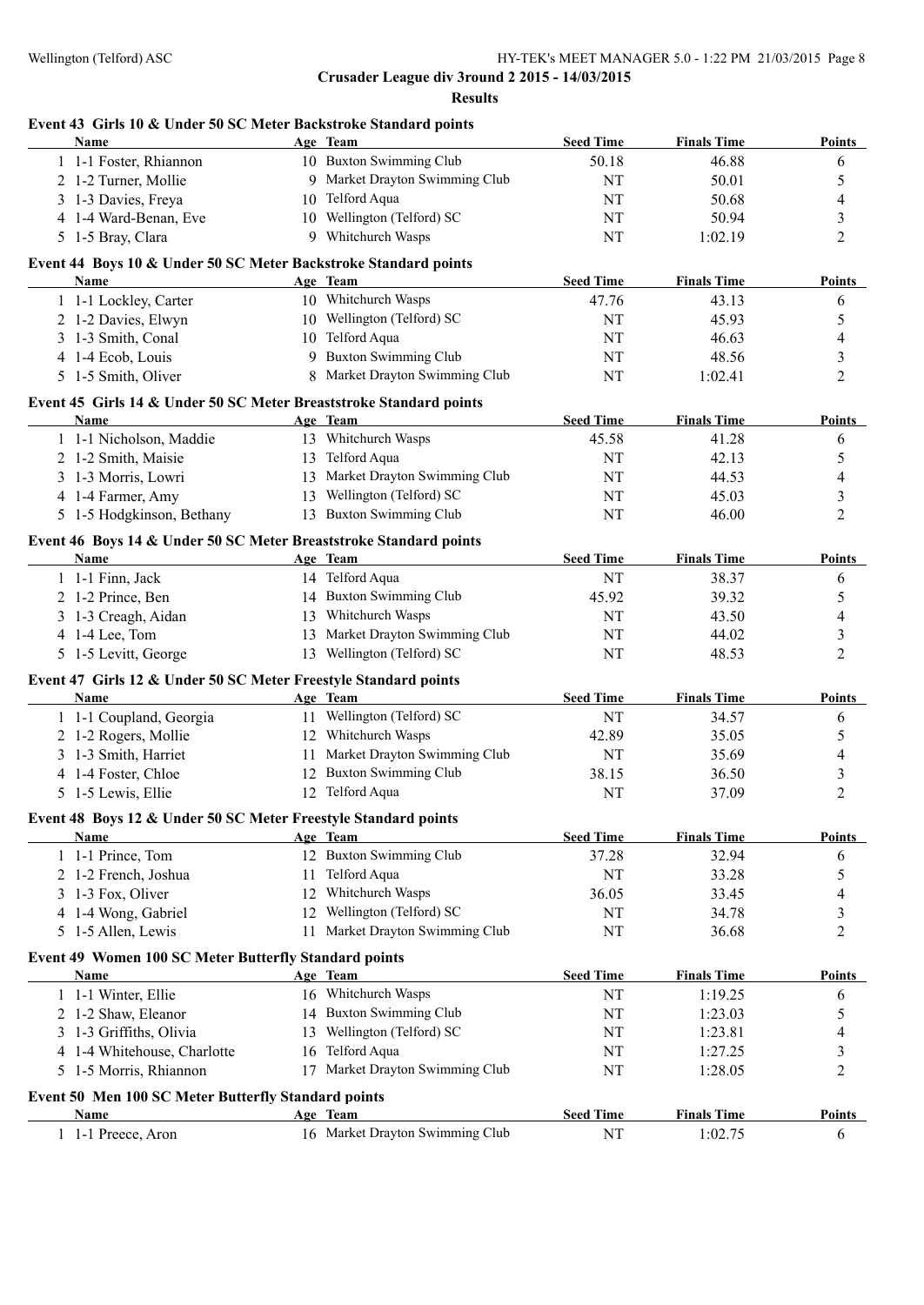## Crusader League div 3round 2 2015 - 14/03/2015

### Results

#### Event 43 Girls 10 & Under 50 SC Meter Backstroke Standard points

| | Name | Age | Team | Seed Time | Finals Time | Points |
|---|---|---|---|---|---|---|
| 1 | 1-1 Foster, Rhiannon | 10 | Buxton Swimming Club | 50.18 | 46.88 | 6 |
| 2 | 1-2 Turner, Mollie | 9 | Market Drayton Swimming Club | NT | 50.01 | 5 |
| 3 | 1-3 Davies, Freya | 10 | Telford Aqua | NT | 50.68 | 4 |
| 4 | 1-4 Ward-Benan, Eve | 10 | Wellington (Telford) SC | NT | 50.94 | 3 |
| 5 | 1-5 Bray, Clara | 9 | Whitchurch Wasps | NT | 1:02.19 | 2 |

#### Event 44 Boys 10 & Under 50 SC Meter Backstroke Standard points

| | Name | Age | Team | Seed Time | Finals Time | Points |
|---|---|---|---|---|---|---|
| 1 | 1-1 Lockley, Carter | 10 | Whitchurch Wasps | 47.76 | 43.13 | 6 |
| 2 | 1-2 Davies, Elwyn | 10 | Wellington (Telford) SC | NT | 45.93 | 5 |
| 3 | 1-3 Smith, Conal | 10 | Telford Aqua | NT | 46.63 | 4 |
| 4 | 1-4 Ecob, Louis | 9 | Buxton Swimming Club | NT | 48.56 | 3 |
| 5 | 1-5 Smith, Oliver | 8 | Market Drayton Swimming Club | NT | 1:02.41 | 2 |

#### Event 45 Girls 14 & Under 50 SC Meter Breaststroke Standard points

| | Name | Age | Team | Seed Time | Finals Time | Points |
|---|---|---|---|---|---|---|
| 1 | 1-1 Nicholson, Maddie | 13 | Whitchurch Wasps | 45.58 | 41.28 | 6 |
| 2 | 1-2 Smith, Maisie | 13 | Telford Aqua | NT | 42.13 | 5 |
| 3 | 1-3 Morris, Lowri | 13 | Market Drayton Swimming Club | NT | 44.53 | 4 |
| 4 | 1-4 Farmer, Amy | 13 | Wellington (Telford) SC | NT | 45.03 | 3 |
| 5 | 1-5 Hodgkinson, Bethany | 13 | Buxton Swimming Club | NT | 46.00 | 2 |

#### Event 46 Boys 14 & Under 50 SC Meter Breaststroke Standard points

| | Name | Age | Team | Seed Time | Finals Time | Points |
|---|---|---|---|---|---|---|
| 1 | 1-1 Finn, Jack | 14 | Telford Aqua | NT | 38.37 | 6 |
| 2 | 1-2 Prince, Ben | 14 | Buxton Swimming Club | 45.92 | 39.32 | 5 |
| 3 | 1-3 Creagh, Aidan | 13 | Whitchurch Wasps | NT | 43.50 | 4 |
| 4 | 1-4 Lee, Tom | 13 | Market Drayton Swimming Club | NT | 44.02 | 3 |
| 5 | 1-5 Levitt, George | 13 | Wellington (Telford) SC | NT | 48.53 | 2 |

#### Event 47 Girls 12 & Under 50 SC Meter Freestyle Standard points

| | Name | Age | Team | Seed Time | Finals Time | Points |
|---|---|---|---|---|---|---|
| 1 | 1-1 Coupland, Georgia | 11 | Wellington (Telford) SC | NT | 34.57 | 6 |
| 2 | 1-2 Rogers, Mollie | 12 | Whitchurch Wasps | 42.89 | 35.05 | 5 |
| 3 | 1-3 Smith, Harriet | 11 | Market Drayton Swimming Club | NT | 35.69 | 4 |
| 4 | 1-4 Foster, Chloe | 12 | Buxton Swimming Club | 38.15 | 36.50 | 3 |
| 5 | 1-5 Lewis, Ellie | 12 | Telford Aqua | NT | 37.09 | 2 |

#### Event 48 Boys 12 & Under 50 SC Meter Freestyle Standard points

| | Name | Age | Team | Seed Time | Finals Time | Points |
|---|---|---|---|---|---|---|
| 1 | 1-1 Prince, Tom | 12 | Buxton Swimming Club | 37.28 | 32.94 | 6 |
| 2 | 1-2 French, Joshua | 11 | Telford Aqua | NT | 33.28 | 5 |
| 3 | 1-3 Fox, Oliver | 12 | Whitchurch Wasps | 36.05 | 33.45 | 4 |
| 4 | 1-4 Wong, Gabriel | 12 | Wellington (Telford) SC | NT | 34.78 | 3 |
| 5 | 1-5 Allen, Lewis | 11 | Market Drayton Swimming Club | NT | 36.68 | 2 |

#### Event 49 Women 100 SC Meter Butterfly Standard points

| | Name | Age | Team | Seed Time | Finals Time | Points |
|---|---|---|---|---|---|---|
| 1 | 1-1 Winter, Ellie | 16 | Whitchurch Wasps | NT | 1:19.25 | 6 |
| 2 | 1-2 Shaw, Eleanor | 14 | Buxton Swimming Club | NT | 1:23.03 | 5 |
| 3 | 1-3 Griffiths, Olivia | 13 | Wellington (Telford) SC | NT | 1:23.81 | 4 |
| 4 | 1-4 Whitehouse, Charlotte | 16 | Telford Aqua | NT | 1:27.25 | 3 |
| 5 | 1-5 Morris, Rhiannon | 17 | Market Drayton Swimming Club | NT | 1:28.05 | 2 |

#### Event 50 Men 100 SC Meter Butterfly Standard points

| | Name | Age | Team | Seed Time | Finals Time | Points |
|---|---|---|---|---|---|---|
| 1 | 1-1 Preece, Aron | 16 | Market Drayton Swimming Club | NT | 1:02.75 | 6 |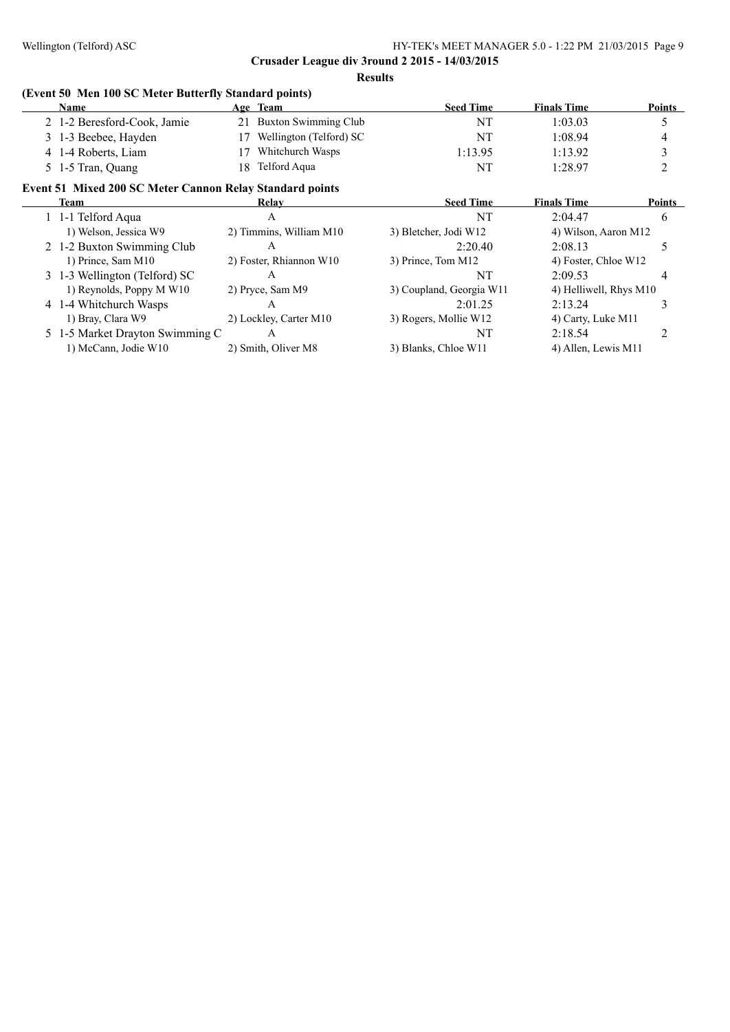**Crusader League div 3round 2 2015 - 14/03/2015**

**Results**

### (Event 50 Men 100 SC Meter Butterfly Standard points)

| | Name | Age | Team | Seed Time | Finals Time | Points |
|---|---|---|---|---|---|---|
| 2 | 1-2 Beresford-Cook, Jamie | 21 | Buxton Swimming Club | NT | 1:03.03 | 5 |
| 3 | 1-3 Beebee, Hayden | 17 | Wellington (Telford) SC | NT | 1:08.94 | 4 |
| 4 | 1-4 Roberts, Liam | 17 | Whitchurch Wasps | 1:13.95 | 1:13.92 | 3 |
| 5 | 1-5 Tran, Quang | 18 | Telford Aqua | NT | 1:28.97 | 2 |

### Event 51 Mixed 200 SC Meter Cannon Relay Standard points

| | Team | Relay | Seed Time | Finals Time | Points |
|---|---|---|---|---|---|
| 1 | 1-1 Telford Aqua | A | NT | 2:04.47 | 6 |
| | 1) Welson, Jessica W9 | 2) Timmins, William M10 | 3) Bletcher, Jodi W12 | 4) Wilson, Aaron M12 | |
| 2 | 1-2 Buxton Swimming Club | A | 2:20.40 | 2:08.13 | 5 |
| | 1) Prince, Sam M10 | 2) Foster, Rhiannon W10 | 3) Prince, Tom M12 | 4) Foster, Chloe W12 | |
| 3 | 1-3 Wellington (Telford) SC | A | NT | 2:09.53 | 4 |
| | 1) Reynolds, Poppy M W10 | 2) Pryce, Sam M9 | 3) Coupland, Georgia W11 | 4) Helliwell, Rhys M10 | |
| 4 | 1-4 Whitchurch Wasps | A | 2:01.25 | 2:13.24 | 3 |
| | 1) Bray, Clara W9 | 2) Lockley, Carter M10 | 3) Rogers, Mollie W12 | 4) Carty, Luke M11 | |
| 5 | 1-5 Market Drayton Swimming C | A | NT | 2:18.54 | 2 |
| | 1) McCann, Jodie W10 | 2) Smith, Oliver M8 | 3) Blanks, Chloe W11 | 4) Allen, Lewis M11 | |